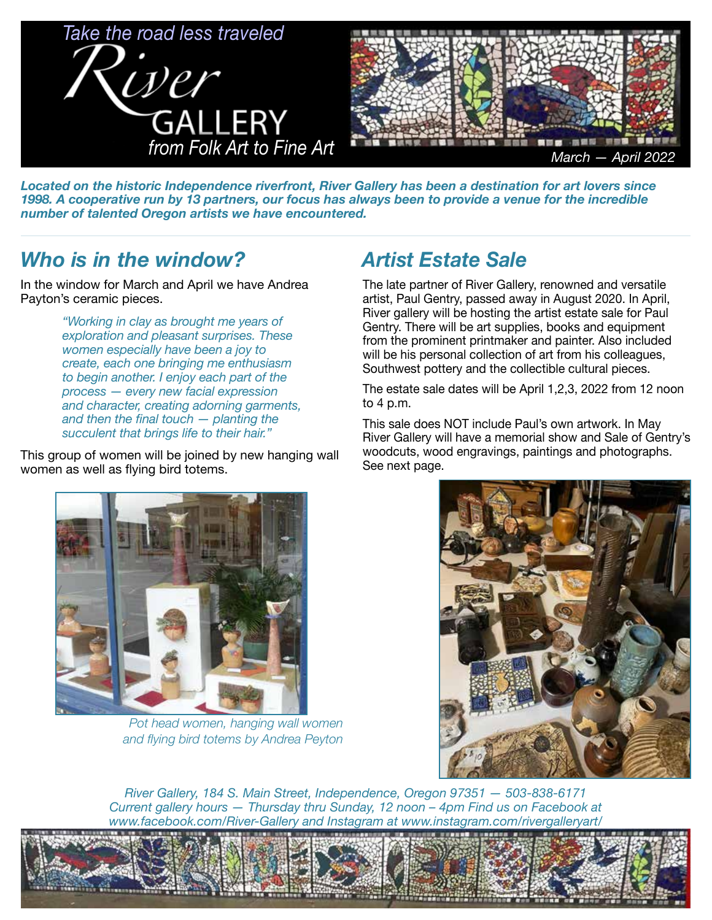*Take the road less traveled*

# River GALLERY

*from Folk Art to Fine Art*

*March — April 2022*

***Located on the historic Independence riverfront, River Gallery has been a destination for art lovers since 1998. A cooperative run by 13 partners, our focus has always been to provide a venue for the incredible number of talented Oregon artists we have encountered.***

## *Who is in the window?*

In the window for March and April we have Andrea Payton's ceramic pieces.

> *"Working in clay as brought me years of exploration and pleasant surprises. These women especially have been a joy to create, each one bringing me enthusiasm to begin another. I enjoy each part of the process — every new facial expression and character, creating adorning garments, and then the final touch — planting the succulent that brings life to their hair."*

This group of women will be joined by new hanging wall women as well as flying bird totems.

*Pot head women, hanging wall women and flying bird totems by Andrea Peyton*

## *Artist Estate Sale*

The late partner of River Gallery, renowned and versatile artist, Paul Gentry, passed away in August 2020. In April, River gallery will be hosting the artist estate sale for Paul Gentry. There will be art supplies, books and equipment from the prominent printmaker and painter. Also included will be his personal collection of art from his colleagues, Southwest pottery and the collectible cultural pieces.

The estate sale dates will be April 1,2,3, 2022 from 12 noon to 4 p.m.

This sale does NOT include Paul's own artwork. In May River Gallery will have a memorial show and Sale of Gentry's woodcuts, wood engravings, paintings and photographs. See next page.

*River Gallery, 184 S. Main Street, Independence, Oregon 97351 — 503-838-6171*
*Current gallery hours — Thursday thru Sunday, 12 noon – 4pm Find us on Facebook at www.facebook.com/River-Gallery and Instagram at www.instagram.com/rivergalleryart/*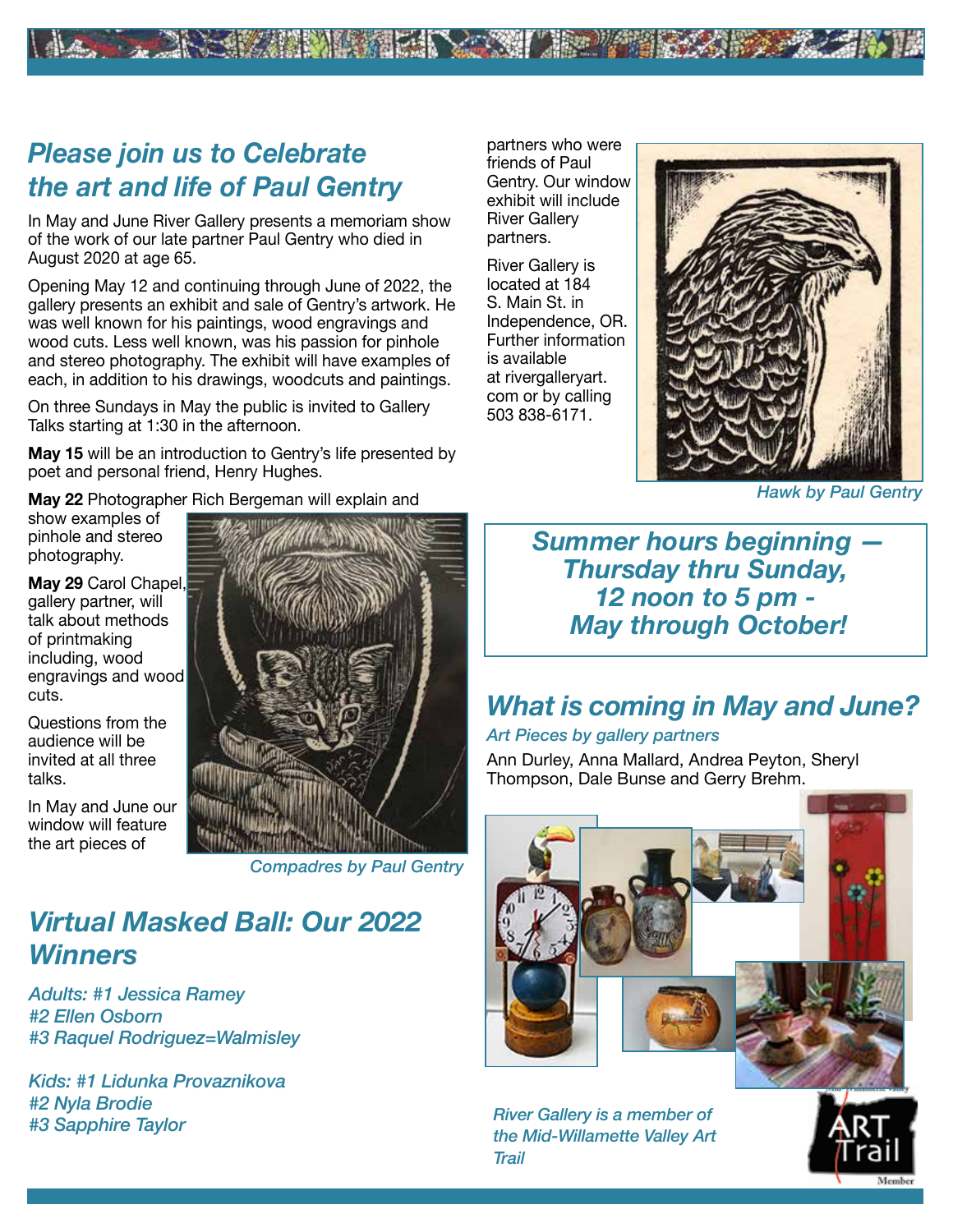## Please join us to Celebrate the art and life of Paul Gentry

In May and June River Gallery presents a memoriam show of the work of our late partner Paul Gentry who died in August 2020 at age 65.

Opening May 12 and continuing through June of 2022, the gallery presents an exhibit and sale of Gentry's artwork. He was well known for his paintings, wood engravings and wood cuts. Less well known, was his passion for pinhole and stereo photography. The exhibit will have examples of each, in addition to his drawings, woodcuts and paintings.

On three Sundays in May the public is invited to Gallery Talks starting at 1:30 in the afternoon.

**May 15** will be an introduction to Gentry's life presented by poet and personal friend, Henry Hughes.

**May 22** Photographer Rich Bergeman will explain and show examples of pinhole and stereo photography.

**May 29** Carol Chapel, gallery partner, will talk about methods of printmaking including, wood engravings and wood cuts.

Questions from the audience will be invited at all three talks.

In May and June our window will feature the art pieces of partners who were friends of Paul Gentry. Our window exhibit will include River Gallery partners.

River Gallery is located at 184 S. Main St. in Independence, OR. Further information is available at rivergalleryart.com or by calling 503 838-6171.

*Compadres by Paul Gentry*

*Hawk by Paul Gentry*

### *Summer hours beginning — Thursday thru Sunday, 12 noon to 5 pm - May through October!*

## Virtual Masked Ball: Our 2022 Winners

*Adults: #1 Jessica Ramey*
*#2 Ellen Osborn*
*#3 Raquel Rodriguez=Walmisley*

*Kids: #1 Lidunka Provaznikova*
*#2 Nyla Brodie*
*#3 Sapphire Taylor*

## What is coming in May and June?

*Art Pieces by gallery partners*

Ann Durley, Anna Mallard, Andrea Peyton, Sheryl Thompson, Dale Bunse and Gerry Brehm.

*River Gallery is a member of the Mid-Willamette Valley Art Trail*